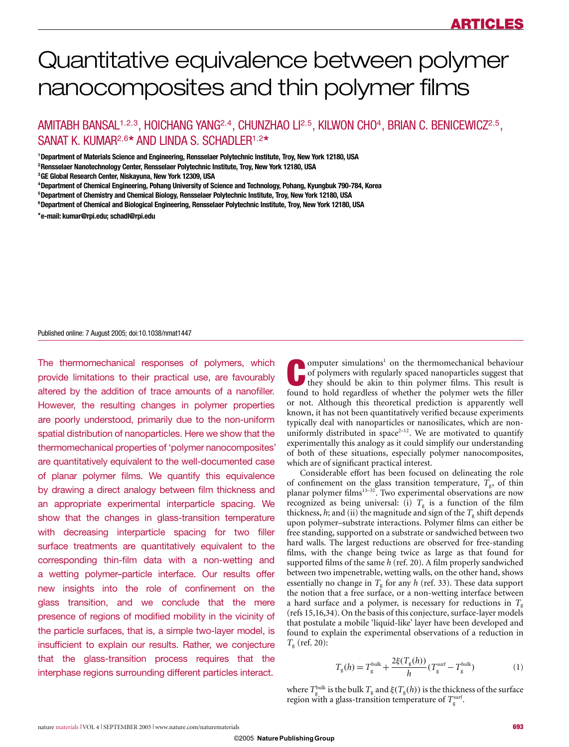# Quantitative equivalence between polymer nanocomposites and thin polymer films

AMITABH BANSAL[1,2,3], HOICHANG YANG[2,4], CHUNZHAO LI[2,5], KILWON CHO[4], BRIAN C. BENICEWICZ[2,5], SANAT K. KUMAR[2,6]* AND LINDA S. SCHADLER[1,2]*

[1]Department of Materials Science and Engineering, Rensselaer Polytechnic Institute, Troy, New York 12180, USA
[2]Rensselaer Nanotechnology Center, Rensselaer Polytechnic Institute, Troy, New York 12180, USA
[3]GE Global Research Center, Niskayuna, New York 12309, USA
[4]Department of Chemical Engineering, Pohang University of Science and Technology, Pohang, Kyungbuk 790-784, Korea
[5]Department of Chemistry and Chemical Biology, Rensselaer Polytechnic Institute, Troy, New York 12180, USA
[6]Department of Chemical and Biological Engineering, Rensselaer Polytechnic Institute, Troy, New York 12180, USA

*e-mail: kumar@rpi.edu; schadl@rpi.edu

Published online: 7 August 2005; doi:10.1038/nmat1447

The thermomechanical responses of polymers, which provide limitations to their practical use, are favourably altered by the addition of trace amounts of a nanofiller. However, the resulting changes in polymer properties are poorly understood, primarily due to the non-uniform spatial distribution of nanoparticles. Here we show that the thermomechanical properties of 'polymer nanocomposites' are quantitatively equivalent to the well-documented case of planar polymer films. We quantify this equivalence by drawing a direct analogy between film thickness and an appropriate experimental interparticle spacing. We show that the changes in glass-transition temperature with decreasing interparticle spacing for two filler surface treatments are quantitatively equivalent to the corresponding thin-film data with a non-wetting and a wetting polymer–particle interface. Our results offer new insights into the role of confinement on the glass transition, and we conclude that the mere presence of regions of modified mobility in the vicinity of the particle surfaces, that is, a simple two-layer model, is insufficient to explain our results. Rather, we conjecture that the glass-transition process requires that the interphase regions surrounding different particles interact.

Computer simulations[1] on the thermomechanical behaviour of polymers with regularly spaced nanoparticles suggest that they should be akin to thin polymer films. This result is found to hold regardless of whether the polymer wets the filler or not. Although this theoretical prediction is apparently well known, it has not been quantitatively verified because experiments typically deal with nanoparticles or nanosilicates, which are non-uniformly distributed in space[2–12]. We are motivated to quantify experimentally this analogy as it could simplify our understanding of both of these situations, especially polymer nanocomposites, which are of significant practical interest.

Considerable effort has been focused on delineating the role of confinement on the glass transition temperature, $T_g$, of thin planar polymer films[13–32]. Two experimental observations are now recognized as being universal: (i) $T_g$ is a function of the film thickness, $h$; and (ii) the magnitude and sign of the $T_g$ shift depends upon polymer–substrate interactions. Polymer films can either be free standing, supported on a substrate or sandwiched between two hard walls. The largest reductions are observed for free-standing films, with the change being twice as large as that found for supported films of the same $h$ (ref. 20). A film properly sandwiched between two impenetrable, wetting walls, on the other hand, shows essentially no change in $T_g$ for any $h$ (ref. 33). These data support the notion that a free surface, or a non-wetting interface between a hard surface and a polymer, is necessary for reductions in $T_g$ (refs 15,16,34). On the basis of this conjecture, surface-layer models that postulate a mobile 'liquid-like' layer have been developed and found to explain the experimental observations of a reduction in $T_g$ (ref. 20):

$$T_g(h) = T_g^{\text{bulk}} + \frac{2\xi(T_g(h))}{h}(T_g^{\text{surf}} - T_g^{\text{bulk}}) \tag{1}$$

where $T_g^{\text{bulk}}$ is the bulk $T_g$ and $\xi(T_g(h))$ is the thickness of the surface region with a glass-transition temperature of $T_g^{\text{surf}}$.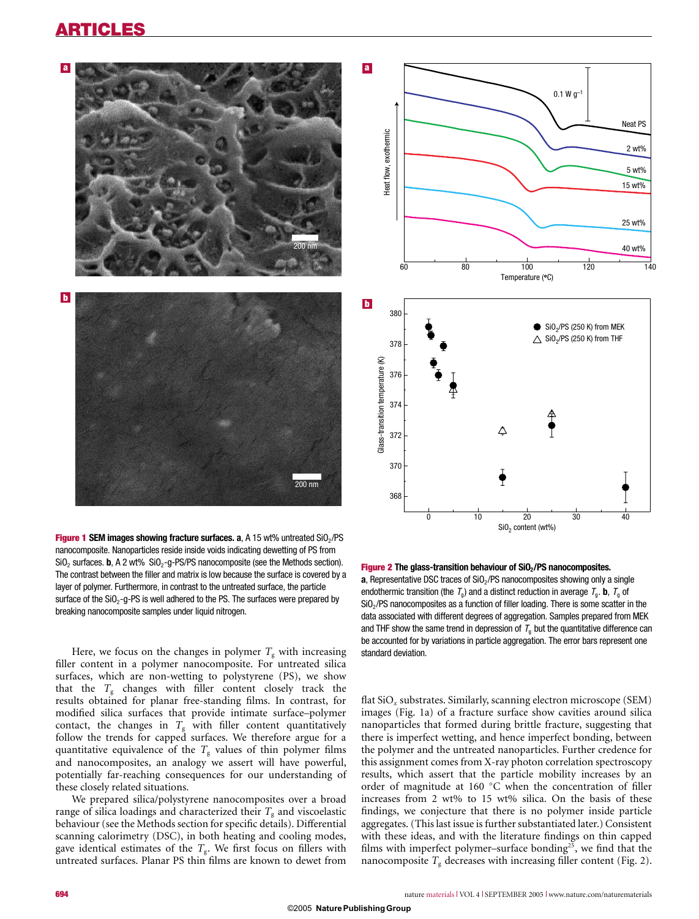**Figure 1 SEM images showing fracture surfaces. a**, A 15 wt% untreated $SiO_2$/PS nanocomposite. Nanoparticles reside inside voids indicating dewetting of PS from $SiO_2$ surfaces. **b**, A 2 wt% $SiO_2$-g-PS/PS nanocomposite (see the Methods section). The contrast between the filler and matrix is low because the surface is covered by a layer of polymer. Furthermore, in contrast to the untreated surface, the particle surface of the $SiO_2$-g-PS is well adhered to the PS. The surfaces were prepared by breaking nanocomposite samples under liquid nitrogen.

**Figure 2 The glass-transition behaviour of $SiO_2$/PS nanocomposites.** **a**, Representative DSC traces of $SiO_2$/PS nanocomposites showing only a single endothermic transition (the $T_g$) and a distinct reduction in average $T_g$. **b**, $T_g$ of $SiO_2$/PS nanocomposites as a function of filler loading. There is some scatter in the data associated with different degrees of aggregation. Samples prepared from MEK and THF show the same trend in depression of $T_g$ but the quantitative difference can be accounted for by variations in particle aggregation. The error bars represent one standard deviation.

Here, we focus on the changes in polymer $T_g$ with increasing filler content in a polymer nanocomposite. For untreated silica surfaces, which are non-wetting to polystyrene (PS), we show that the $T_g$ changes with filler content closely track the results obtained for planar free-standing films. In contrast, for modified silica surfaces that provide intimate surface–polymer contact, the changes in $T_g$ with filler content quantitatively follow the trends for capped surfaces. We therefore argue for a quantitative equivalence of the $T_g$ values of thin polymer films and nanocomposites, an analogy we assert will have powerful, potentially far-reaching consequences for our understanding of these closely related situations.

We prepared silica/polystyrene nanocomposites over a broad range of silica loadings and characterized their $T_g$ and viscoelastic behaviour (see the Methods section for specific details). Differential scanning calorimetry (DSC), in both heating and cooling modes, gave identical estimates of the $T_g$. We first focus on fillers with untreated surfaces. Planar PS thin films are known to dewet from flat $SiO_x$ substrates. Similarly, scanning electron microscope (SEM) images (Fig. 1a) of a fracture surface show cavities around silica nanoparticles that formed during brittle fracture, suggesting that there is imperfect wetting, and hence imperfect bonding, between the polymer and the untreated nanoparticles. Further credence for this assignment comes from X-ray photon correlation spectroscopy results, which assert that the particle mobility increases by an order of magnitude at 160 °C when the concentration of filler increases from 2 wt% to 15 wt% silica. On the basis of these findings, we conjecture that there is no polymer inside particle aggregates. (This last issue is further substantiated later.) Consistent with these ideas, and with the literature findings on thin capped films with imperfect polymer–surface bonding[25], we find that the nanocomposite $T_g$ decreases with increasing filler content (Fig. 2).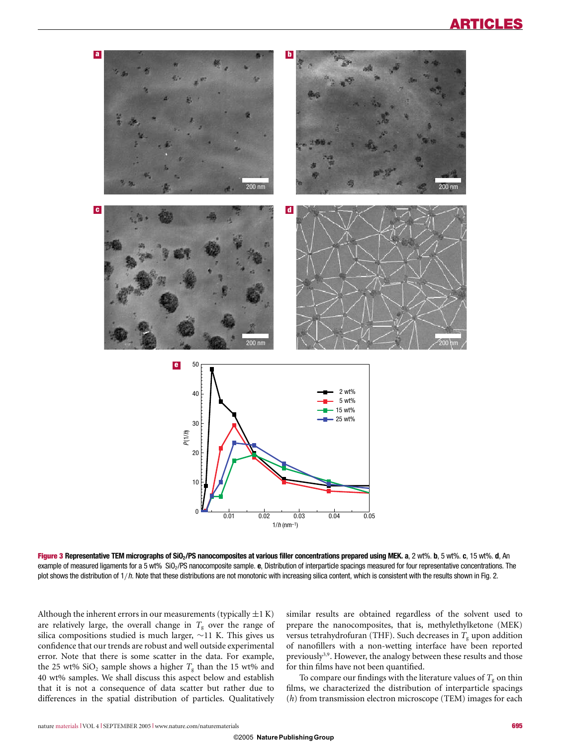**Figure 3 Representative TEM micrographs of $SiO_2$/PS nanocomposites at various filler concentrations prepared using MEK. a**, 2 wt%. **b**, 5 wt%. **c**, 15 wt%. **d**, An example of measured ligaments for a 5 wt% $SiO_2$/PS nanocomposite sample. **e**, Distribution of interparticle spacings measured for four representative concentrations. The plot shows the distribution of $1/h$. Note that these distributions are not monotonic with increasing silica content, which is consistent with the results shown in Fig. 2.

Although the inherent errors in our measurements (typically $\pm 1$ K) are relatively large, the overall change in $T_g$ over the range of silica compositions studied is much larger, ~11 K. This gives us confidence that our trends are robust and well outside experimental error. Note that there is some scatter in the data. For example, the 25 wt% $SiO_2$ sample shows a higher $T_g$ than the 15 wt% and 40 wt% samples. We shall discuss this aspect below and establish that it is not a consequence of data scatter but rather due to differences in the spatial distribution of particles. Qualitatively similar results are obtained regardless of the solvent used to prepare the nanocomposites, that is, methylethylketone (MEK) versus tetrahydrofuran (THF). Such decreases in $T_g$ upon addition of nanofillers with a non-wetting interface have been reported previously[3,9]. However, the analogy between these results and those for thin films have not been quantified.

To compare our findings with the literature values of $T_g$ on thin films, we characterized the distribution of interparticle spacings ($h$) from transmission electron microscope (TEM) images for each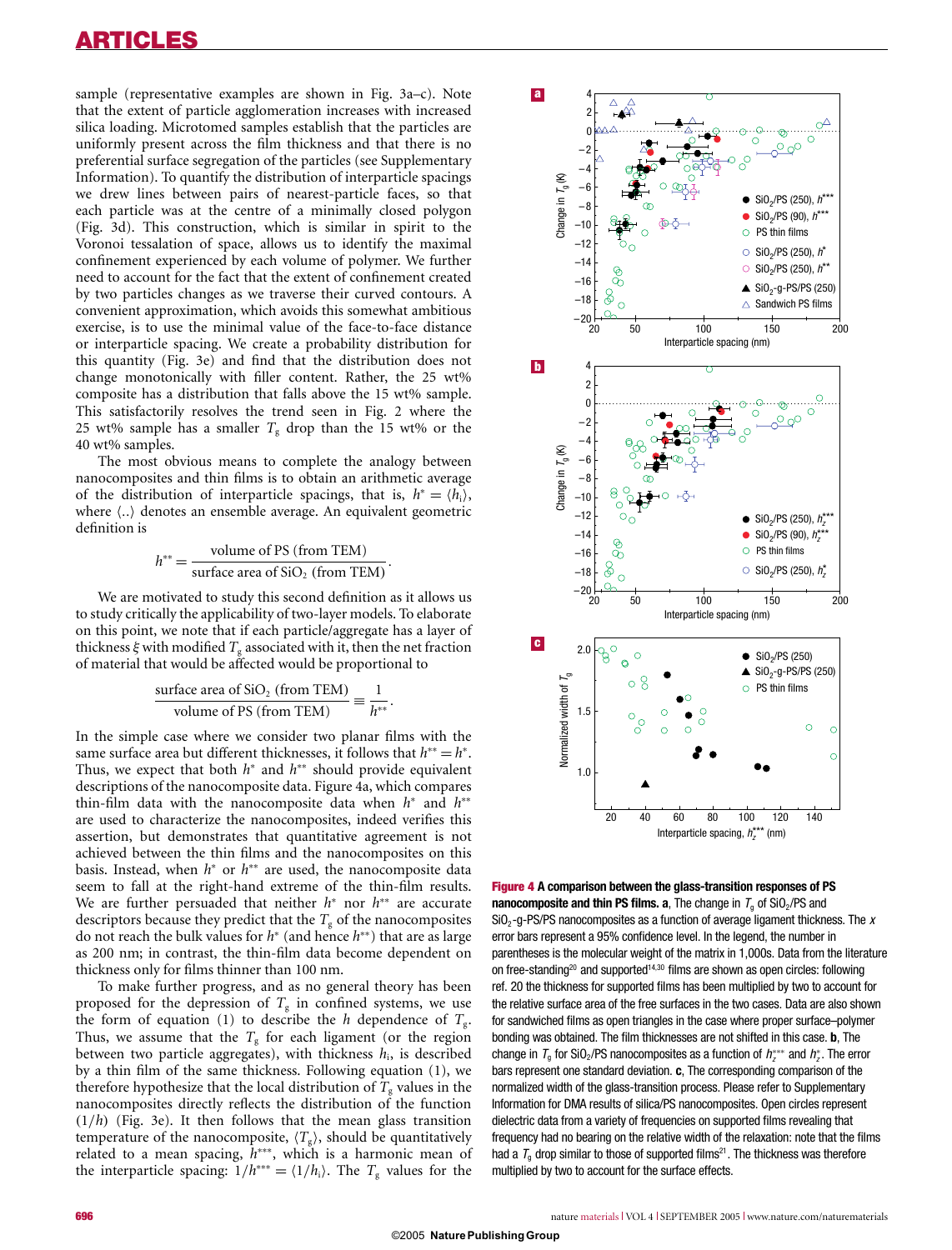sample (representative examples are shown in Fig. 3a–c). Note that the extent of particle agglomeration increases with increased silica loading. Microtomed samples establish that the particles are uniformly present across the film thickness and that there is no preferential surface segregation of the particles (see Supplementary Information). To quantify the distribution of interparticle spacings we drew lines between pairs of nearest-particle faces, so that each particle was at the centre of a minimally closed polygon (Fig. 3d). This construction, which is similar in spirit to the Voronoi tessalation of space, allows us to identify the maximal confinement experienced by each volume of polymer. We further need to account for the fact that the extent of confinement created by two particles changes as we traverse their curved contours. A convenient approximation, which avoids this somewhat ambitious exercise, is to use the minimal value of the face-to-face distance or interparticle spacing. We create a probability distribution for this quantity (Fig. 3e) and find that the distribution does not change monotonically with filler content. Rather, the 25 wt% composite has a distribution that falls above the 15 wt% sample. This satisfactorily resolves the trend seen in Fig. 2 where the 25 wt% sample has a smaller $T_g$ drop than the 15 wt% or the 40 wt% samples.

The most obvious means to complete the analogy between nanocomposites and thin films is to obtain an arithmetic average of the distribution of interparticle spacings, that is, $h^* = \langle h_i \rangle$, where $\langle .. \rangle$ denotes an ensemble average. An equivalent geometric definition is

$$h^{**} = \frac{\text{volume of PS (from TEM)}}{\text{surface area of SiO}_2\text{ (from TEM)}}.$$

We are motivated to study this second definition as it allows us to study critically the applicability of two-layer models. To elaborate on this point, we note that if each particle/aggregate has a layer of thickness $\xi$ with modified $T_g$ associated with it, then the net fraction of material that would be affected would be proportional to

$$\frac{\text{surface area of SiO}_2\text{ (from TEM)}}{\text{volume of PS (from TEM)}} \equiv \frac{1}{h^{**}}.$$

In the simple case where we consider two planar films with the same surface area but different thicknesses, it follows that $h^{**} = h^*$. Thus, we expect that both $h^*$ and $h^{**}$ should provide equivalent descriptions of the nanocomposite data. Figure 4a, which compares thin-film data with the nanocomposite data when $h^*$ and $h^{**}$ are used to characterize the nanocomposites, indeed verifies this assertion, but demonstrates that quantitative agreement is not achieved between the thin films and the nanocomposites on this basis. Instead, when $h^*$ or $h^{**}$ are used, the nanocomposite data seem to fall at the right-hand extreme of the thin-film results. We are further persuaded that neither $h^*$ nor $h^{**}$ are accurate descriptors because they predict that the $T_g$ of the nanocomposites do not reach the bulk values for $h^*$ (and hence $h^{**}$) that are as large as 200 nm; in contrast, the thin-film data become dependent on thickness only for films thinner than 100 nm.

To make further progress, and as no general theory has been proposed for the depression of $T_g$ in confined systems, we use the form of equation (1) to describe the $h$ dependence of $T_g$. Thus, we assume that the $T_g$ for each ligament (or the region between two particle aggregates), with thickness $h_i$, is described by a thin film of the same thickness. Following equation (1), we therefore hypothesize that the local distribution of $T_g$ values in the nanocomposites directly reflects the distribution of the function $(1/h)$ (Fig. 3e). It then follows that the mean glass transition temperature of the nanocomposite, $\langle T_g \rangle$, should be quantitatively related to a mean spacing, $h^{***}$, which is a harmonic mean of the interparticle spacing: $1/h^{***} = \langle 1/h_i \rangle$. The $T_g$ values for the

**Figure 4 A comparison between the glass-transition responses of PS nanocomposite and thin PS films. a**, The change in $T_g$ of $SiO_2$/PS and $SiO_2$-g-PS/PS nanocomposites as a function of average ligament thickness. The $x$ error bars represent a 95% confidence level. In the legend, the number in parentheses is the molecular weight of the matrix in 1,000s. Data from the literature on free-standing[20] and supported[14,30] films are shown as open circles: following ref. 20 the thickness for supported films has been multiplied by two to account for the relative surface area of the free surfaces in the two cases. Data are also shown for sandwiched films as open triangles in the case where proper surface–polymer bonding was obtained. The film thicknesses are not shifted in this case. **b**, The change in $T_g$ for $SiO_2$/PS nanocomposites as a function of $h_z^{***}$ and $h_z^*$. The error bars represent one standard deviation. **c**, The corresponding comparison of the normalized width of the glass-transition process. Please refer to Supplementary Information for DMA results of silica/PS nanocomposites. Open circles represent dielectric data from a variety of frequencies on supported films revealing that frequency had no bearing on the relative width of the relaxation: note that the films had a $T_g$ drop similar to those of supported films[21]. The thickness was therefore multiplied by two to account for the surface effects.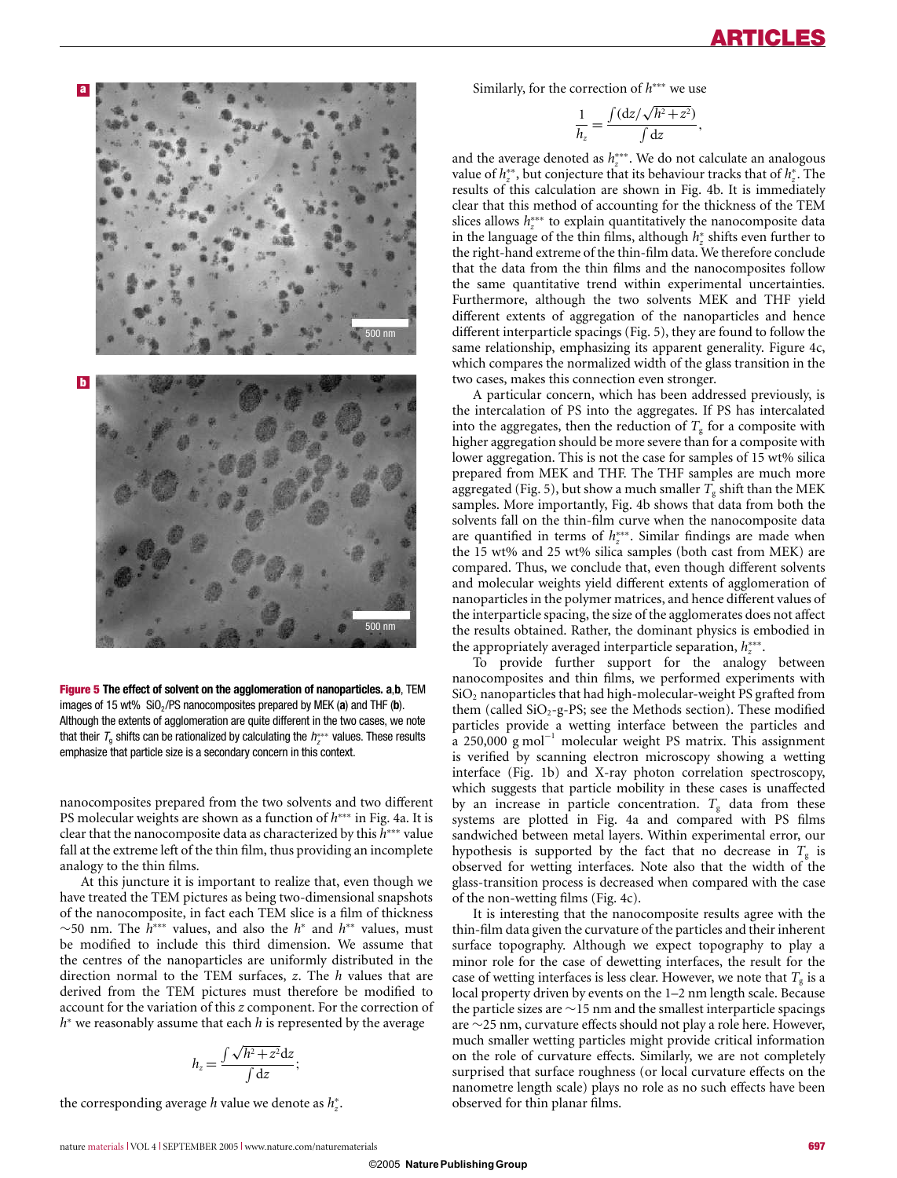**Figure 5 The effect of solvent on the agglomeration of nanoparticles. a,b**, TEM images of 15 wt% $SiO_2$/PS nanocomposites prepared by MEK (**a**) and THF (**b**). Although the extents of agglomeration are quite different in the two cases, we note that their $T_g$ shifts can be rationalized by calculating the $h_z^{***}$ values. These results emphasize that particle size is a secondary concern in this context.

nanocomposites prepared from the two solvents and two different PS molecular weights are shown as a function of $h^{***}$ in Fig. 4a. It is clear that the nanocomposite data as characterized by this $h^{***}$ value fall at the extreme left of the thin film, thus providing an incomplete analogy to the thin films.

At this juncture it is important to realize that, even though we have treated the TEM pictures as being two-dimensional snapshots of the nanocomposite, in fact each TEM slice is a film of thickness ~50 nm. The $h^{***}$ values, and also the $h^{*}$ and $h^{**}$ values, must be modified to include this third dimension. We assume that the centres of the nanoparticles are uniformly distributed in the direction normal to the TEM surfaces, $z$. The $h$ values that are derived from the TEM pictures must therefore be modified to account for the variation of this $z$ component. For the correction of $h^{*}$ we reasonably assume that each $h$ is represented by the average

$$h_z = \frac{\int \sqrt{h^2 + z^2}\, dz}{\int dz};$$

the corresponding average $h$ value we denote as $h_z^{*}$.

Similarly, for the correction of $h^{***}$ we use

$$\frac{1}{h_z} = \frac{\int (dz/\sqrt{h^2 + z^2})}{\int dz},$$

and the average denoted as $h_z^{***}$. We do not calculate an analogous value of $h_z^{**}$, but conjecture that its behaviour tracks that of $h_z^{*}$. The results of this calculation are shown in Fig. 4b. It is immediately clear that this method of accounting for the thickness of the TEM slices allows $h_z^{***}$ to explain quantitatively the nanocomposite data in the language of the thin films, although $h_z^{*}$ shifts even further to the right-hand extreme of the thin-film data. We therefore conclude that the data from the thin films and the nanocomposites follow the same quantitative trend within experimental uncertainties. Furthermore, although the two solvents MEK and THF yield different extents of aggregation of the nanoparticles and hence different interparticle spacings (Fig. 5), they are found to follow the same relationship, emphasizing its apparent generality. Figure 4c, which compares the normalized width of the glass transition in the two cases, makes this connection even stronger.

A particular concern, which has been addressed previously, is the intercalation of PS into the aggregates. If PS has intercalated into the aggregates, then the reduction of $T_g$ for a composite with higher aggregation should be more severe than for a composite with lower aggregation. This is not the case for samples of 15 wt% silica prepared from MEK and THF. The THF samples are much more aggregated (Fig. 5), but show a much smaller $T_g$ shift than the MEK samples. More importantly, Fig. 4b shows that data from both the solvents fall on the thin-film curve when the nanocomposite data are quantified in terms of $h_z^{***}$. Similar findings are made when the 15 wt% and 25 wt% silica samples (both cast from MEK) are compared. Thus, we conclude that, even though different solvents and molecular weights yield different extents of agglomeration of nanoparticles in the polymer matrices, and hence different values of the interparticle spacing, the size of the agglomerates does not affect the results obtained. Rather, the dominant physics is embodied in the appropriately averaged interparticle separation, $h_z^{***}$.

To provide further support for the analogy between nanocomposites and thin films, we performed experiments with $SiO_2$ nanoparticles that had high-molecular-weight PS grafted from them (called $SiO_2$-g-PS; see the Methods section). These modified particles provide a wetting interface between the particles and a 250,000 g mol$^{-1}$ molecular weight PS matrix. This assignment is verified by scanning electron microscopy showing a wetting interface (Fig. 1b) and X-ray photon correlation spectroscopy, which suggests that particle mobility in these cases is unaffected by an increase in particle concentration. $T_g$ data from these systems are plotted in Fig. 4a and compared with PS films sandwiched between metal layers. Within experimental error, our hypothesis is supported by the fact that no decrease in $T_g$ is observed for wetting interfaces. Note also that the width of the glass-transition process is decreased when compared with the case of the non-wetting films (Fig. 4c).

It is interesting that the nanocomposite results agree with the thin-film data given the curvature of the particles and their inherent surface topography. Although we expect topography to play a minor role for the case of dewetting interfaces, the result for the case of wetting interfaces is less clear. However, we note that $T_g$ is a local property driven by events on the 1–2 nm length scale. Because the particle sizes are ~15 nm and the smallest interparticle spacings are ~25 nm, curvature effects should not play a role here. However, much smaller wetting particles might provide critical information on the role of curvature effects. Similarly, we are not completely surprised that surface roughness (or local curvature effects on the nanometre length scale) plays no role as no such effects have been observed for thin planar films.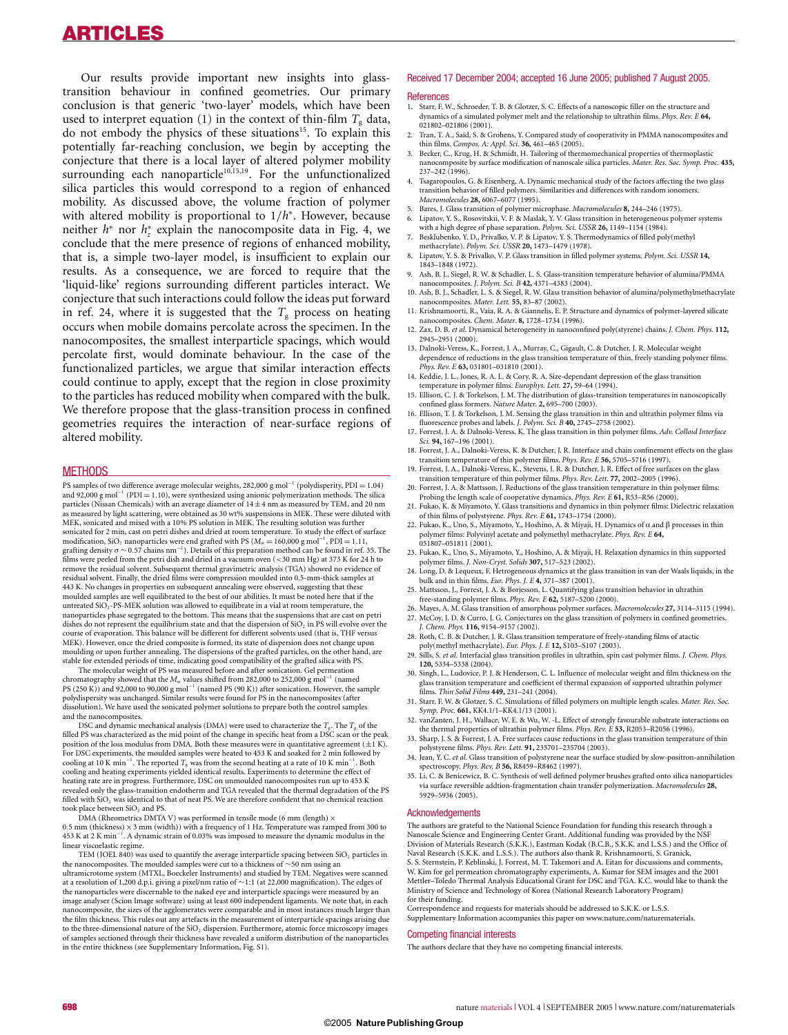Our results provide important new insights into glass-transition behaviour in confined geometries. Our primary conclusion is that generic 'two-layer' models, which have been used to interpret equation (1) in the context of thin-film $T_g$ data, do not embody the physics of these situations[15]. To explain this potentially far-reaching conclusion, we begin by accepting the conjecture that there is a local layer of altered polymer mobility surrounding each nanoparticle[10,15,19]. For the unfunctionalized silica particles this would correspond to a region of enhanced mobility. As discussed above, the volume fraction of polymer with altered mobility is proportional to $1/h^*$. However, because neither $h^*$ nor $h_z^*$ explain the nanocomposite data in Fig. 4, we conclude that the mere presence of regions of enhanced mobility, that is, a simple two-layer model, is insufficient to explain our results. As a consequence, we are forced to require that the 'liquid-like' regions surrounding different particles interact. We conjecture that such interactions could follow the ideas put forward in ref. 24, where it is suggested that the $T_g$ process on heating occurs when mobile domains percolate across the specimen. In the nanocomposites, the smallest interparticle spacings, which would percolate first, would dominate behaviour. In the case of the functionalized particles, we argue that similar interaction effects could continue to apply, except that the region in close proximity to the particles has reduced mobility when compared with the bulk. We therefore propose that the glass-transition process in confined geometries requires the interaction of near-surface regions of altered mobility.

## METHODS

PS samples of two difference average molecular weights, 282,000 g mol$^{-1}$ (polydispersity, PDI = 1.04) and 92,000 g mol$^{-1}$ (PDI = 1.10), were synthesized using anionic polymerization methods. The silica particles (Nissan Chemicals) with an average diameter of $14 \pm 4$ nm as measured by TEM, and 20 nm as measured by light scattering, were obtained as 30 wt% suspensions in MEK. These were diluted with MEK, sonicated and mixed with a 10% PS solution in MEK. The resulting solution was further sonicated for 2 min, cast on petri dishes and dried at room temperature. To study the effect of surface modification, $SiO_2$ nanoparticles were end grafted with PS ($M_w$ = 160,000 g mol$^{-1}$, PDI = 1.11, grafting density $\sigma \sim 0.57$ chains nm$^{-2}$). Details of this preparation method can be found in ref. 35. The films were peeled from the petri dish and dried in a vacuum oven (<30 mm Hg) at 373 K for 24 h to remove the residual solvent. Subsequent thermal gravimetric analysis (TGA) showed no evidence of residual solvent. Finally, the dried films were compression moulded into 0.5-mm-thick samples at 443 K. No changes in properties on subsequent annealing were observed, suggesting that these moulded samples are well equilibrated to the best of our abilities. It must be noted here that if the untreated $SiO_2$-PS-MEK solution was allowed to equilibrate in a vial at room temperature, the nanoparticles phase segregated to the bottom. This means that the suspensions that are cast on petri dishes do not represent the equilibrium state and that the dispersion of $SiO_2$ in PS will evolve over the course of evaporation. This balance will be different for different solvents used (that is, THF versus MEK). However, once the dried composite is formed, its state of dispersion does not change upon moulding or upon further annealing. The dispersions of the grafted particles, on the other hand, are stable for extended periods of time, indicating good compatibility of the grafted silica with PS.

The molecular weight of PS was measured before and after sonication. Gel permeation chromatography showed that the $M_w$ values shifted from 282,000 to 252,000 g mol$^{-1}$ (named PS (250 K)) and 92,000 to 90,000 g mol$^{-1}$ (named PS (90 K)) after sonication. However, the sample polydispersity was unchanged. Similar results were found for PS in the nanocomposites (after dissolution). We have used the sonicated polymer solutions to prepare both the control samples and the nanocomposites.

DSC and dynamic mechanical analysis (DMA) were used to characterize the $T_g$. The $T_g$ of the filled PS was characterized as the mid point of the change in specific heat from a DSC scan or the peak position of the loss modulus from DMA. Both these measures were in quantitative agreement ($\pm$1 K). For DSC experiments, the moulded samples were heated to 453 K and soaked for 2 min followed by cooling at 10 K min$^{-1}$. The reported $T_g$ was from the second heating at a rate of 10 K min$^{-1}$. Both cooling and heating experiments yielded identical results. Experiments to determine the effect of heating rate are in progress. Furthermore, DSC on unmoulded nanocomposites run up to 453 K revealed only the glass-transition endotherm and TGA revealed that the thermal degradation of the PS filled with $SiO_2$ was identical to that of neat PS. We are therefore confident that no chemical reaction took place between $SiO_2$ and PS.

DMA (Rheometrics DMTA V) was performed in tensile mode (6 mm (length) $\times$ 0.5 mm (thickness) $\times$ 3 mm (width)) with a frequency of 1 Hz. Temperature was ramped from 300 to 453 K at 2 K min$^{-1}$. A dynamic strain of 0.03% was imposed to measure the dynamic modulus in the linear viscoelastic regime.

TEM (JOEL 840) was used to quantify the average interparticle spacing between $SiO_2$ particles in the nanocomposites. The moulded samples were cut to a thickness of ~50 nm using an ultramicrotome system (MTXL, Boeckeler Instruments) and studied by TEM. Negatives were scanned at a resolution of 1,200 d.p.i. giving a pixel/nm ratio of ~1:1 (at 22,000 magnification). The edges of the nanoparticles were discernable to the naked eye and interparticle spacings were measured by an image analyser (Scion Image software) using at least 600 independent ligaments. We note that, in each nanocomposite, the sizes of the agglomerates were comparable and in most instances much larger than the film thickness. This rules out any artefacts in the measurement of interparticle spacings arising due to the three-dimensional nature of the $SiO_2$ dispersion. Furthermore, atomic force microscopy images of samples sectioned through their thickness have revealed a uniform distribution of the nanoparticles in the entire thickness (see Supplementary Information, Fig. S1).

Received 17 December 2004; accepted 16 June 2005; published 7 August 2005.

## References

1. Starr, F. W., Schroeder, T. B. & Glotzer, S. C. Effects of a nanoscopic filler on the structure and dynamics of a simulated polymer melt and the relationship to ultrathin films. *Phys. Rev. E* **64,** 021802–021806 (2001).
2. Tran, T. A., Said, S. & Grohens, Y. Compared study of cooperativity in PMMA nanocomposites and thin films. *Compos. A: Appl. Sci.* **36,** 461–465 (2005).
3. Becker, C., Krug, H. & Schmidt, H. Tailoring of thermomechanical properties of thermoplastic nanocomposite by surface modification of nanoscale silica particles. *Mater. Res. Soc. Symp. Proc.* **435,** 237–242 (1996).
4. Tsagaropoulos, G. & Eisenberg, A. Dynamic mechanical study of the factors affecting the two glass transition behavior of filled polymers. Similarities and differences with random ionomers. *Macromolecules* **28,** 6067–6077 (1995).
5. Bares, J. Glass transition of polymer microphase. *Macromolecules* **8,** 244–246 (1975).
6. Lipatov, Y. S., Rosovitskii, V. F. & Maslak, Y. V. Glass transition in heterogeneous polymer systems with a high degree of phase separation. *Polym. Sci. USSR* **26,** 1149–1154 (1984).
7. Besklubenko, Y. D., Privalko, V. P. & Lipatov, Y. S. Thermodynamics of filled poly(methyl methacrylate). *Polym. Sci. USSR* **20,** 1473–1479 (1978).
8. Lipatov, Y. S. & Privalko, V. P. Glass transition in filled polymer systems. *Polym. Sci. USSR* **14,** 1843–1848 (1972).
9. Ash, B. J., Siegel, R. W. & Schadler, L. S. Glass-transition temperature behavior of alumina/PMMA nanocomposites. *J. Polym. Sci. B* **42,** 4371–4383 (2004).
10. Ash, B. J., Schadler, L. S. & Siegel, R. W. Glass transition behavior of alumina/polymethylmethacrylate nanocomposites. *Mater. Lett.* **55,** 83–87 (2002).
11. Krishnamoorti, R., Vaia, R. A. & Giannelis, E. P. Structure and dynamics of polymer-layered silicate nanocomposites. *Chem. Mater.* **8,** 1728–1734 (1996).
12. Zax, D. B. *et al.* Dynamical heterogeneity in nanoconfined poly(styrene) chains. *J. Chem. Phys.* **112,** 2945–2951 (2000).
13. Dalnoki-Veress, K., Forrest, J. A., Murray, C., Gigault, C. & Dutcher, J. R. Molecular weight dependence of reductions in the glass transition temperature of thin, freely standing polymer films. *Phys. Rev. E* **63,** 031801–031810 (2001).
14. Keddie, J. L., Jones, R. A. L. & Cory, R. A. Size-dependant depression of the glass transition temperature in polymer films. *Europhys. Lett.* **27,** 59–64 (1994).
15. Ellison, C. J. & Torkelson, J. M. The distribution of glass-transition temperatures in nanoscopically confined glass formers. *Nature Mater.* **2,** 695–700 (2003).
16. Ellison, T. J. & Torkelson, J. M. Sensing the glass transition in thin and ultrathin polymer films via fluorescence probes and labels. *J. Polym. Sci. B* **40,** 2745–2758 (2002).
17. Forrest, J. A. & Dalnoki-Veress, K. The glass transition in thin polymer films. *Adv. Colloid Interface Sci.* **94,** 167–196 (2001).
18. Forrest, J. A., Dalnoki-Veress, K. & Dutcher, J. R. Interface and chain confinement effects on the glass transition temperature of thin polymer films. *Phys. Rev. E* **56,** 5705–5716 (1997).
19. Forrest, J. A., Dalnoki-Veress, K., Stevens, J. R. & Dutcher, J. R. Effect of free surfaces on the glass transition temperature of thin polymer films. *Phys. Rev. Lett.* **77,** 2002–2005 (1996).
20. Forrest, J. A. & Mattsson, J. Reductions of the glass transition temperature in thin polymer films: Probing the length scale of cooperative dynamics. *Phys. Rev. E* **61,** R53–R56 (2000).
21. Fukao, K. & Miyamoto, Y. Glass transitions and dynamics in thin polymer films: Dielectric relaxation of thin films of polystyrene. *Phys. Rev. E* **61,** 1743–1754 (2000).
22. Fukao, K., Uno, S., Miyamoto, Y., Hoshino, A. & Miyaji, H. Dynamics of α and β processes in thin polymer films: Polyvinyl acetate and polymethyl methacrylate. *Phys. Rev. E* **64,** 051807–051811 (2001).
23. Fukao, K., Uno, S., Miyamoto, Y., Hoshino, A. & Miyaji, H. Relaxation dynamics in thin supported polymer films. *J. Non-Cryst. Solids* **307,** 517–523 (2002).
24. Long, D. & Lequeux, F. Hetrogeneous dynamics at the glass transition in van der Waals liquids, in the bulk and in thin films. *Eur. Phys. J. E* **4,** 371–387 (2001).
25. Mattsson, J., Forrest, J. A. & Borjesson, L. Quantifying glass transition behavior in ultrathin free-standing polymer films. *Phys. Rev. E* **62,** 5187–5200 (2000).
26. Mayes, A. M. Glass transition of amorphous polymer surfaces. *Macromolecules* **27,** 3114–3115 (1994).
27. McCoy, J. D. & Curro, J. G. Conjectures on the glass transition of polymers in confined geometries. *J. Chem. Phys.* **116,** 9154–9157 (2002).
28. Roth, C. B. & Dutcher, J. R. Glass transition temperature of freely-standing films of atactic poly(methyl methacrylate). *Eur. Phys. J. E* **12,** S103–S107 (2003).
29. Sills, S. *et al.* Interfacial glass transition profiles in ultrathin, spin cast polymer films. *J. Chem. Phys.* **120,** 5334–5338 (2004).
30. Singh, L., Ludovice, P. J. & Henderson, C. L. Influence of molecular weight and film thickness on the glass transition temperature and coefficient of thermal expansion of supported ultrathin polymer films. *Thin Solid Films* **449,** 231–241 (2004).
31. Starr, F. W. & Glotzer, S. C. Simulations of filled polymers on multiple length scales. *Mater. Res. Soc. Symp. Proc.* **661,** KK4.1/1–KK4.1/13 (2001).
32. vanZanten, J. H., Wallace, W. E. & Wu, W. -L. Effect of strongly favourable substrate interactions on the thermal properties of ultrathin polymer films. *Phys. Rev. E* **53,** R2053–R2056 (1996).
33. Sharp, J. S. & Forrest, J. A. Free surfaces cause reductions in the glass transition temperature of thin polystyrene films. *Phys. Rev. Lett.* **91,** 235701–235704 (2003).
34. Jean, Y. C. *et al.* Glass transition of polystyrene near the surface studied by slow-positron-annihilation spectroscopy. *Phys. Rev. B* **56,** R8459–R8462 (1997).
35. Li, C. & Benicewicz, B. C. Synthesis of well defined polymer brushes grafted onto silica nanoparticles via surface reversible addtion-fragmentation chain transfer polymerization. *Macromolecules* **28,** 5929–5936 (2005).

## Acknowledgements

The authors are grateful to the National Science Foundation for funding this research through a Nanoscale Science and Engineering Center Grant. Additional funding was provided by the NSF Division of Materials Research (S.K.K.), Eastman Kodak (B.C.B., S.K.K. and L.S.S.) and the Office of Naval Research (S.K.K. and L.S.S.). The authors also thank R. Krishnamoorti, S. Granick, S. S. Sternstein, P. Keblinski, J. Forrest, M. T. Takemori and A. Eitan for discussions and comments, W. Kim for gel permeation chromatography experiments, A. Kumar for SEM images and the 2001 Mettler–Toledo Thermal Analysis Educational Grant for DSC and TGA. K.C. would like to thank the Ministry of Science and Technology of Korea (National Research Laboratory Program) for their funding.

Correspondence and requests for materials should be addressed to S.K.K. or L.S.S.

Supplementary Information accompanies this paper on www.nature.com/naturematerials.

## Competing financial interests

The authors declare that they have no competing financial interests.